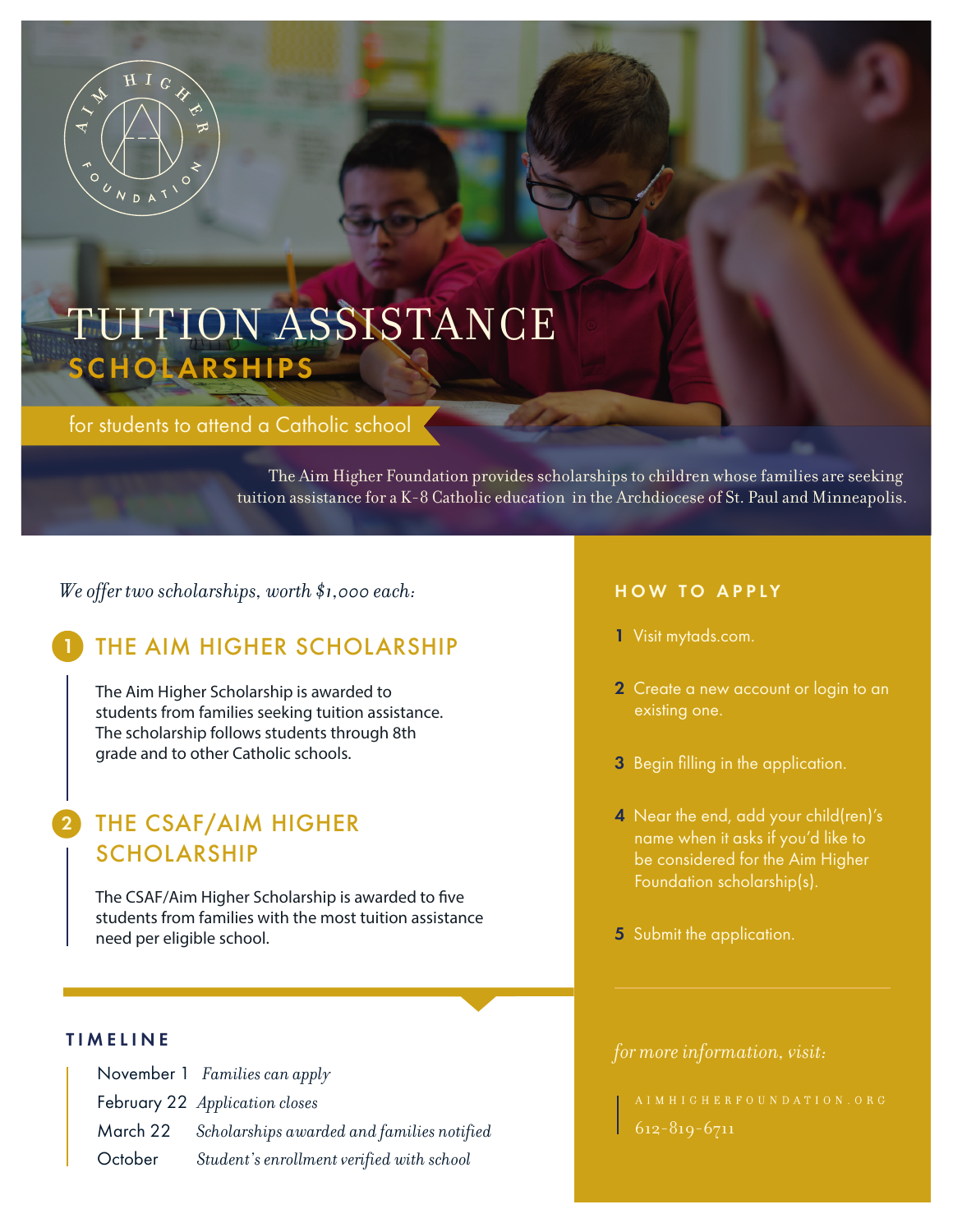AIM HIGHER FOUNDATION

# TUITION ASSISTANCE SCHOLARSHIPS

for students to attend a Catholic school

The Aim Higher Foundation provides scholarships to children whose families are seeking tuition assistance for a K-8 Catholic education in the Archdiocese of St. Paul and Minneapolis.

*We offer two scholarships, worth $1,000 each:*

## 1 THE AIM HIGHER SCHOLARSHIP

The Aim Higher Scholarship is awarded to students from families seeking tuition assistance. The scholarship follows students through 8th grade and to other Catholic schools.

## 2 THE CSAF/AIM HIGHER SCHOLARSHIP

The CSAF/Aim Higher Scholarship is awarded to five students from families with the most tuition assistance need per eligible school.

## TIMELINE

| | |
|---|---|
| November 1 | *Families can apply* |
| February 22 | *Application closes* |
| March 22 | *Scholarships awarded and families notified* |
| October | *Student's enrollment verified with school* |

## HOW TO APPLY

1. Visit mytads.com.
2. Create a new account or login to an existing one.
3. Begin filling in the application.
4. Near the end, add your child(ren)'s name when it asks if you'd like to be considered for the Aim Higher Foundation scholarship(s).
5. Submit the application.

*for more information, visit:*

AIMHIGHERFOUNDATION.ORG
612-819-6711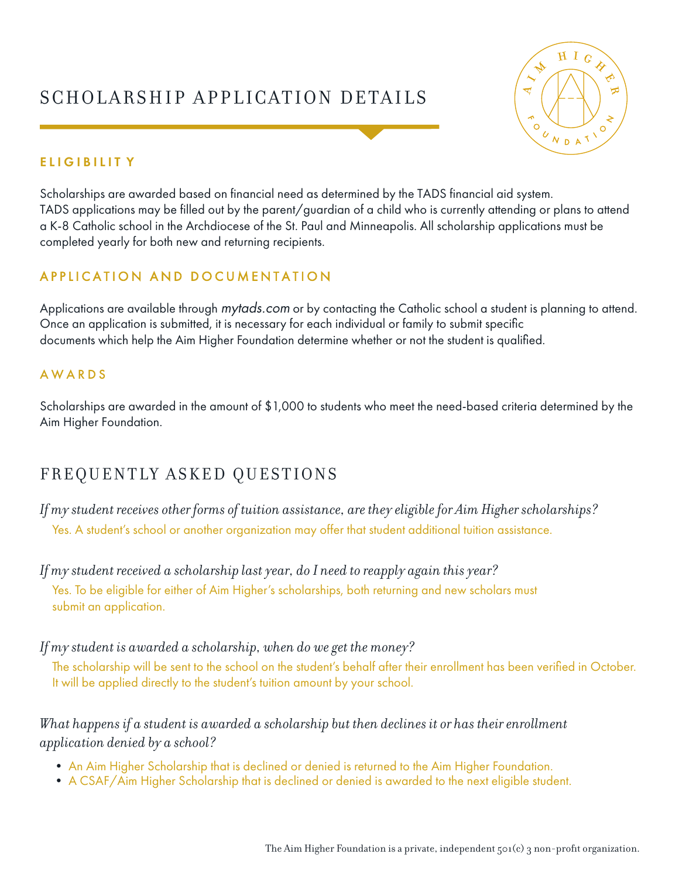# SCHOLARSHIP APPLICATION DETAILS

## ELIGIBILITY

Scholarships are awarded based on financial need as determined by the TADS financial aid system. TADS applications may be filled out by the parent/guardian of a child who is currently attending or plans to attend a K-8 Catholic school in the Archdiocese of the St. Paul and Minneapolis. All scholarship applications must be completed yearly for both new and returning recipients.

## APPLICATION AND DOCUMENTATION

Applications are available through *mytads.com* or by contacting the Catholic school a student is planning to attend. Once an application is submitted, it is necessary for each individual or family to submit specific documents which help the Aim Higher Foundation determine whether or not the student is qualified.

## AWARDS

Scholarships are awarded in the amount of $1,000 to students who meet the need-based criteria determined by the Aim Higher Foundation.

# FREQUENTLY ASKED QUESTIONS

*If my student receives other forms of tuition assistance, are they eligible for Aim Higher scholarships?*

Yes. A student's school or another organization may offer that student additional tuition assistance.

*If my student received a scholarship last year, do I need to reapply again this year?*

Yes. To be eligible for either of Aim Higher's scholarships, both returning and new scholars must submit an application.

*If my student is awarded a scholarship, when do we get the money?*

The scholarship will be sent to the school on the student's behalf after their enrollment has been verified in October. It will be applied directly to the student's tuition amount by your school.

*What happens if a student is awarded a scholarship but then declines it or has their enrollment application denied by a school?*

- An Aim Higher Scholarship that is declined or denied is returned to the Aim Higher Foundation.
- A CSAF/Aim Higher Scholarship that is declined or denied is awarded to the next eligible student.

The Aim Higher Foundation is a private, independent 501(c) 3 non-profit organization.